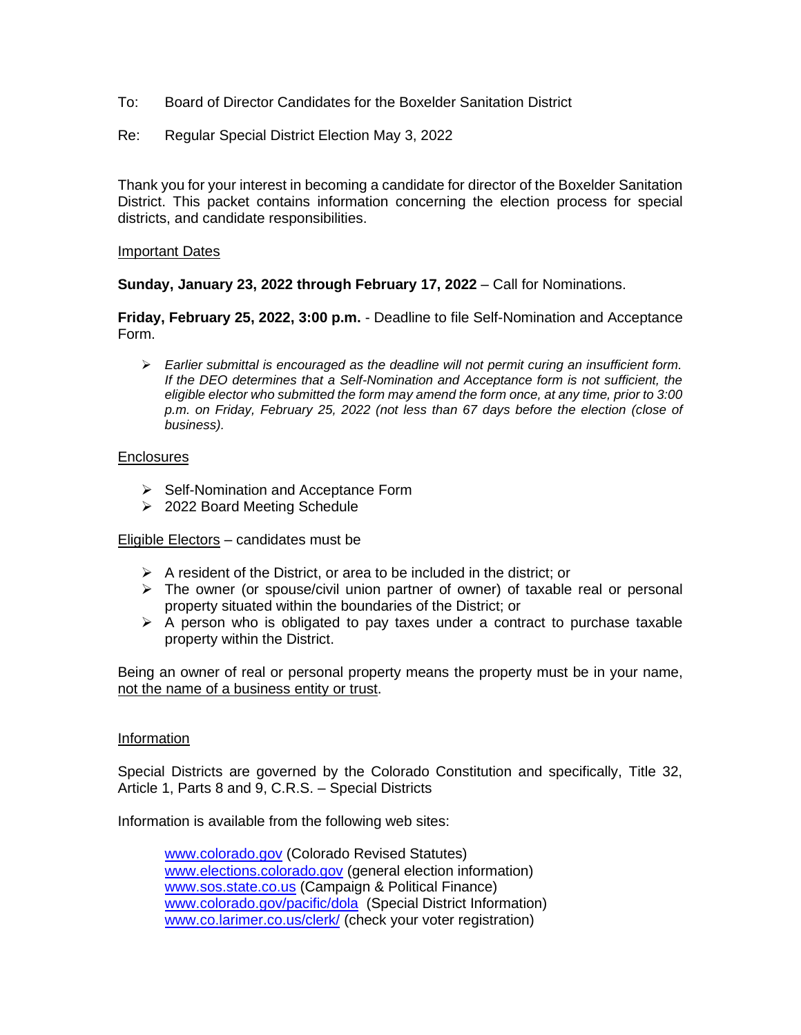To: Board of Director Candidates for the Boxelder Sanitation District

Re: Regular Special District Election May 3, 2022

Thank you for your interest in becoming a candidate for director of the Boxelder Sanitation District. This packet contains information concerning the election process for special districts, and candidate responsibilities.

<u>Important Dates</u>

**Sunday, January 23, 2022 through February 17, 2022** – Call for Nominations.

**Friday, February 25, 2022, 3:00 p.m.** - Deadline to file Self-Nomination and Acceptance Form.

- *Earlier submittal is encouraged as the deadline will not permit curing an insufficient form. If the DEO determines that a Self-Nomination and Acceptance form is not sufficient, the eligible elector who submitted the form may amend the form once, at any time, prior to 3:00 p.m. on Friday, February 25, 2022 (not less than 67 days before the election (close of business).*

<u>Enclosures</u>

- Self-Nomination and Acceptance Form
- 2022 Board Meeting Schedule

<u>Eligible Electors</u> – candidates must be

- A resident of the District, or area to be included in the district; or
- The owner (or spouse/civil union partner of owner) of taxable real or personal property situated within the boundaries of the District; or
- A person who is obligated to pay taxes under a contract to purchase taxable property within the District.

Being an owner of real or personal property means the property must be in your name, <u>not the name of a business entity or trust</u>.

<u>Information</u>

Special Districts are governed by the Colorado Constitution and specifically, Title 32, Article 1, Parts 8 and 9, C.R.S. – Special Districts

Information is available from the following web sites:

www.colorado.gov (Colorado Revised Statutes)
www.elections.colorado.gov (general election information)
www.sos.state.co.us (Campaign & Political Finance)
www.colorado.gov/pacific/dola (Special District Information)
www.co.larimer.co.us/clerk/ (check your voter registration)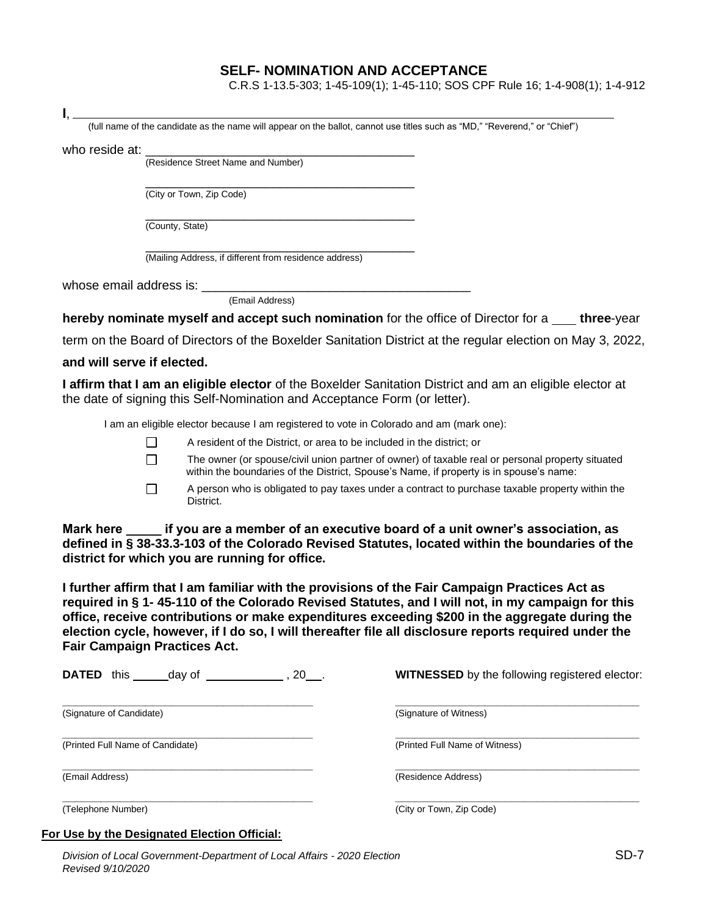# SELF- NOMINATION AND ACCEPTANCE

C.R.S 1-13.5-303; 1-45-109(1); 1-45-110; SOS CPF Rule 16; 1-4-908(1); 1-4-912

I, ____________________________________________________________

(full name of the candidate as the name will appear on the ballot, cannot use titles such as "MD," "Reverend," or "Chief")

who reside at: ________________________________________

(Residence Street Name and Number)

________________________________________

(City or Town, Zip Code)

________________________________________

(County, State)

________________________________________

(Mailing Address, if different from residence address)

whose email address is: ________________________________________

(Email Address)

**hereby nominate myself and accept such nomination** for the office of Director for a ___ **three**-year term on the Board of Directors of the Boxelder Sanitation District at the regular election on May 3, 2022, **and will serve if elected.**

**I affirm that I am an eligible elector** of the Boxelder Sanitation District and am an eligible elector at the date of signing this Self-Nomination and Acceptance Form (or letter).

I am an eligible elector because I am registered to vote in Colorado and am (mark one):

- ☐ A resident of the District, or area to be included in the district; or
- ☐ The owner (or spouse/civil union partner of owner) of taxable real or personal property situated within the boundaries of the District, Spouse's Name, if property is in spouse's name:
- ☐ A person who is obligated to pay taxes under a contract to purchase taxable property within the District.

**Mark here _____ if you are a member of an executive board of a unit owner's association, as defined in § 38-33.3-103 of the Colorado Revised Statutes, located within the boundaries of the district for which you are running for office.**

**I further affirm that I am familiar with the provisions of the Fair Campaign Practices Act as required in § 1- 45-110 of the Colorado Revised Statutes, and I will not, in my campaign for this office, receive contributions or make expenditures exceeding $200 in the aggregate during the election cycle, however, if I do so, I will thereafter file all disclosure reports required under the Fair Campaign Practices Act.**

**DATED** this _____ day of ___________ , 20___.

**WITNESSED** by the following registered elector:

________________________________________

(Signature of Candidate)

________________________________________

(Printed Full Name of Candidate)

________________________________________

(Email Address)

________________________________________

(Telephone Number)

________________________________________

(Signature of Witness)

________________________________________

(Printed Full Name of Witness)

________________________________________

(Residence Address)

________________________________________

(City or Town, Zip Code)

**For Use by the Designated Election Official:**

*Division of Local Government-Department of Local Affairs - 2020 Election*
*Revised 9/10/2020*

SD-7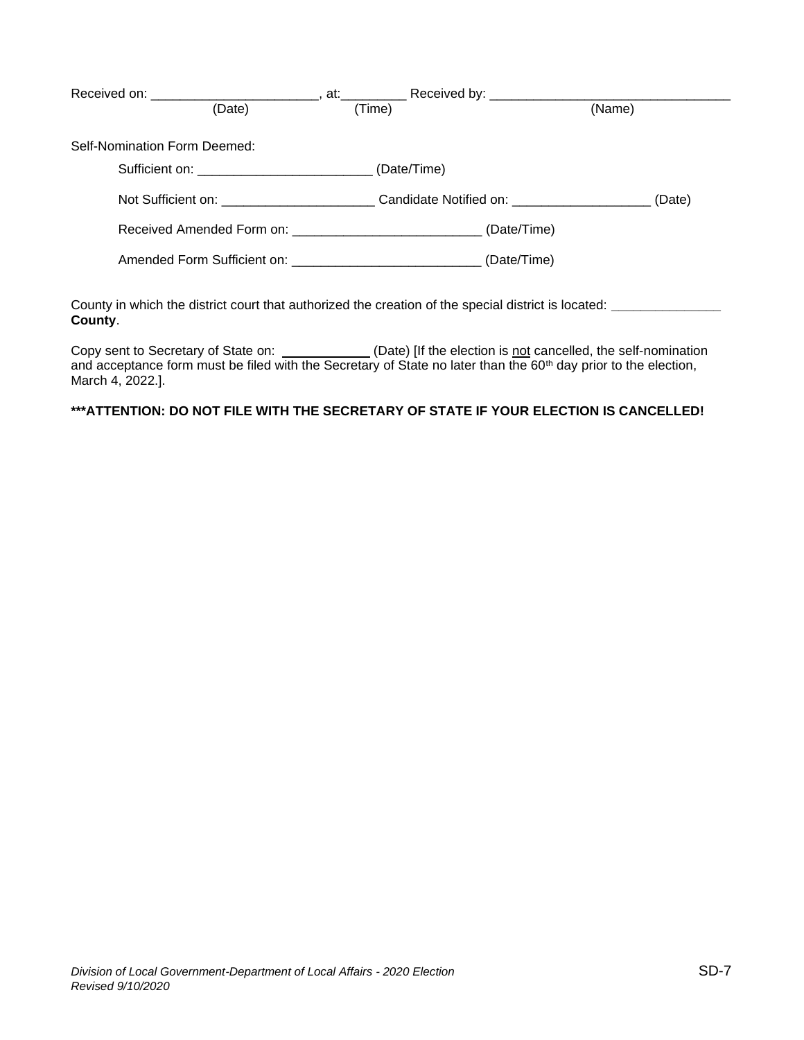Received on: ______________________, at:_________ Received by: ________________________________
(Date) (Time) (Name)

Self-Nomination Form Deemed:

Sufficient on: _______________________ (Date/Time)

Not Sufficient on: ____________________ Candidate Notified on: __________________ (Date)

Received Amended Form on: _________________________ (Date/Time)

Amended Form Sufficient on: _________________________ (Date/Time)

County in which the district court that authorized the creation of the special district is located: ______________ **County**.

Copy sent to Secretary of State on: ____________ (Date) [If the election is not cancelled, the self-nomination and acceptance form must be filed with the Secretary of State no later than the 60th day prior to the election, March 4, 2022.].

**\*\*\*ATTENTION: DO NOT FILE WITH THE SECRETARY OF STATE IF YOUR ELECTION IS CANCELLED!**

*Division of Local Government-Department of Local Affairs - 2020 Election*
*Revised 9/10/2020*

SD-7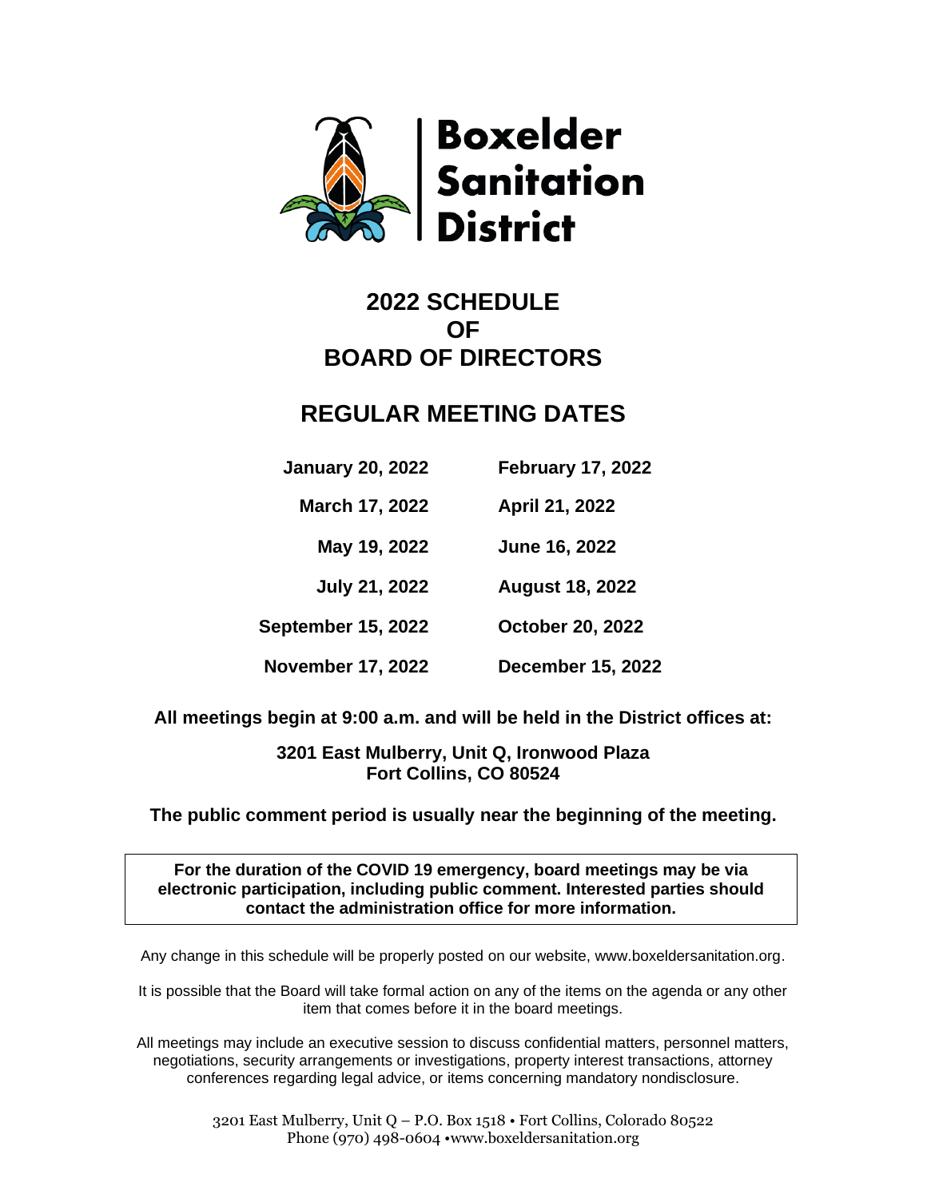**Boxelder Sanitation District**

# 2022 SCHEDULE OF BOARD OF DIRECTORS

## REGULAR MEETING DATES

| | |
|---|---|
| **January 20, 2022** | **February 17, 2022** |
| **March 17, 2022** | **April 21, 2022** |
| **May 19, 2022** | **June 16, 2022** |
| **July 21, 2022** | **August 18, 2022** |
| **September 15, 2022** | **October 20, 2022** |
| **November 17, 2022** | **December 15, 2022** |

**All meetings begin at 9:00 a.m. and will be held in the District offices at:**

**3201 East Mulberry, Unit Q, Ironwood Plaza**
**Fort Collins, CO 80524**

**The public comment period is usually near the beginning of the meeting.**

**For the duration of the COVID 19 emergency, board meetings may be via electronic participation, including public comment. Interested parties should contact the administration office for more information.**

Any change in this schedule will be properly posted on our website, www.boxeldersanitation.org.

It is possible that the Board will take formal action on any of the items on the agenda or any other item that comes before it in the board meetings.

All meetings may include an executive session to discuss confidential matters, personnel matters, negotiations, security arrangements or investigations, property interest transactions, attorney conferences regarding legal advice, or items concerning mandatory nondisclosure.

3201 East Mulberry, Unit Q – P.O. Box 1518 • Fort Collins, Colorado 80522
Phone (970) 498-0604 •www.boxeldersanitation.org